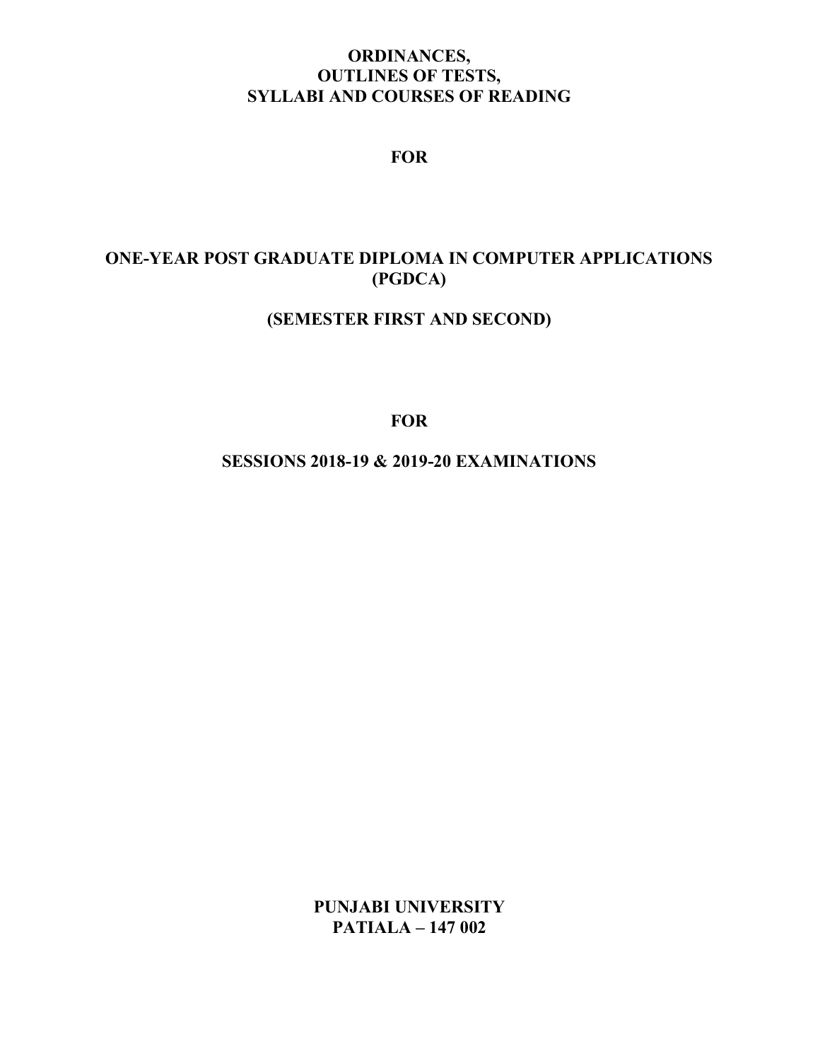# ORDINANCES,
# OUTLINES OF TESTS,
# SYLLABI AND COURSES OF READING

**FOR**

## ONE-YEAR POST GRADUATE DIPLOMA IN COMPUTER APPLICATIONS (PGDCA)

**(SEMESTER FIRST AND SECOND)**

**FOR**

**SESSIONS 2018-19 & 2019-20 EXAMINATIONS**

**PUNJABI UNIVERSITY**
**PATIALA – 147 002**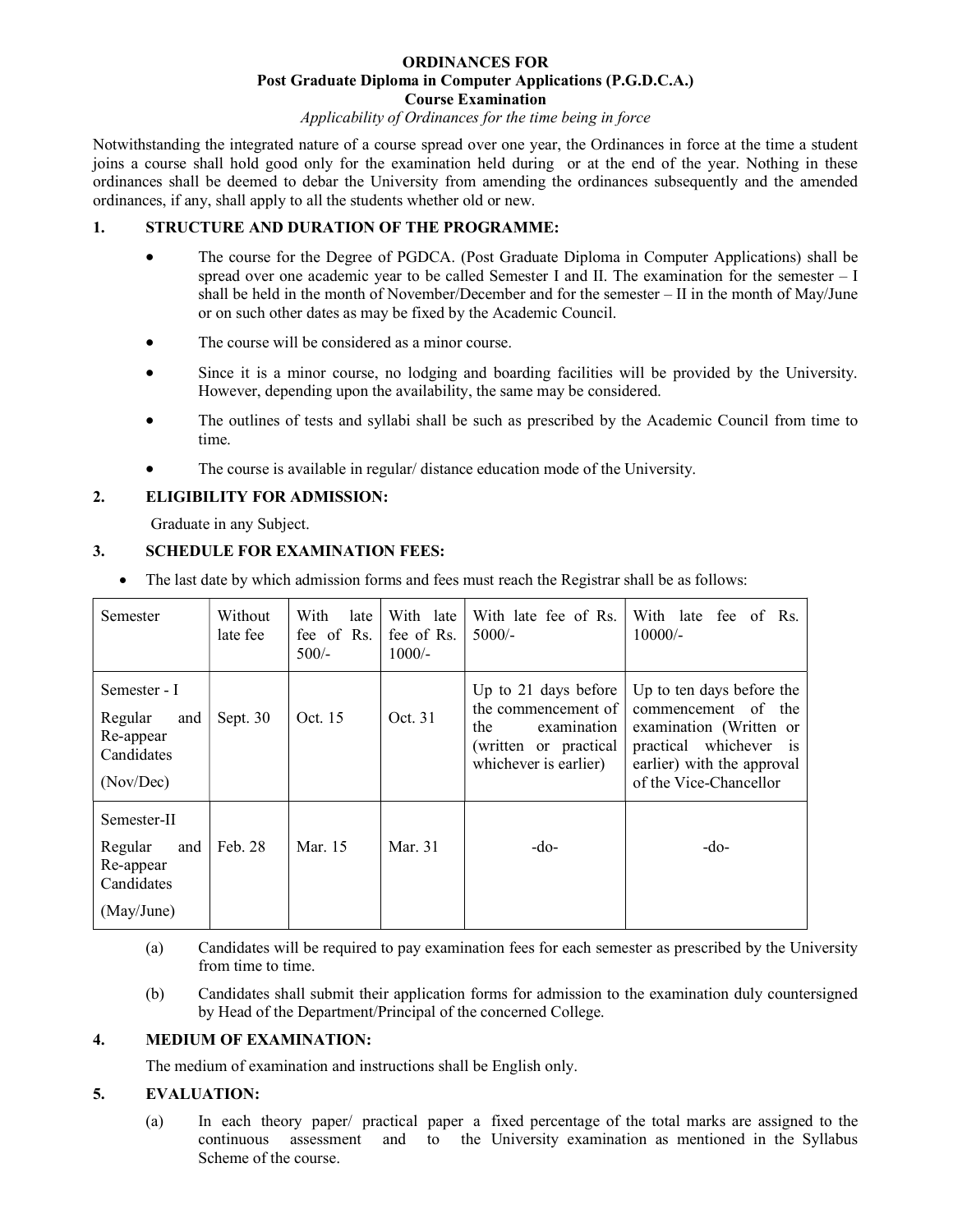**ORDINANCES FOR**
**Post Graduate Diploma in Computer Applications (P.G.D.C.A.)**
**Course Examination**
*Applicability of Ordinances for the time being in force*

Notwithstanding the integrated nature of a course spread over one year, the Ordinances in force at the time a student joins a course shall hold good only for the examination held during or at the end of the year. Nothing in these ordinances shall be deemed to debar the University from amending the ordinances subsequently and the amended ordinances, if any, shall apply to all the students whether old or new.

## 1. STRUCTURE AND DURATION OF THE PROGRAMME:

- The course for the Degree of PGDCA. (Post Graduate Diploma in Computer Applications) shall be spread over one academic year to be called Semester I and II. The examination for the semester – I shall be held in the month of November/December and for the semester – II in the month of May/June or on such other dates as may be fixed by the Academic Council.
- The course will be considered as a minor course.
- Since it is a minor course, no lodging and boarding facilities will be provided by the University. However, depending upon the availability, the same may be considered.
- The outlines of tests and syllabi shall be such as prescribed by the Academic Council from time to time.
- The course is available in regular/ distance education mode of the University.

## 2. ELIGIBILITY FOR ADMISSION:

Graduate in any Subject.

## 3. SCHEDULE FOR EXAMINATION FEES:

- The last date by which admission forms and fees must reach the Registrar shall be as follows:

| Semester | Without late fee | With late fee of Rs. 500/- | With late fee of Rs. 1000/- | With late fee of Rs. 5000/- | With late fee of Rs. 10000/- |
|---|---|---|---|---|---|
| Semester - I Regular and Re-appear Candidates (Nov/Dec) | Sept. 30 | Oct. 15 | Oct. 31 | Up to 21 days before the commencement of the examination (written or practical whichever is earlier) | Up to ten days before the commencement of the examination (Written or practical whichever is earlier) with the approval of the Vice-Chancellor |
| Semester-II Regular and Re-appear Candidates (May/June) | Feb. 28 | Mar. 15 | Mar. 31 | -do- | -do- |

(a) Candidates will be required to pay examination fees for each semester as prescribed by the University from time to time.

(b) Candidates shall submit their application forms for admission to the examination duly countersigned by Head of the Department/Principal of the concerned College.

## 4. MEDIUM OF EXAMINATION:

The medium of examination and instructions shall be English only.

## 5. EVALUATION:

(a) In each theory paper/ practical paper a fixed percentage of the total marks are assigned to the continuous assessment and to the University examination as mentioned in the Syllabus Scheme of the course.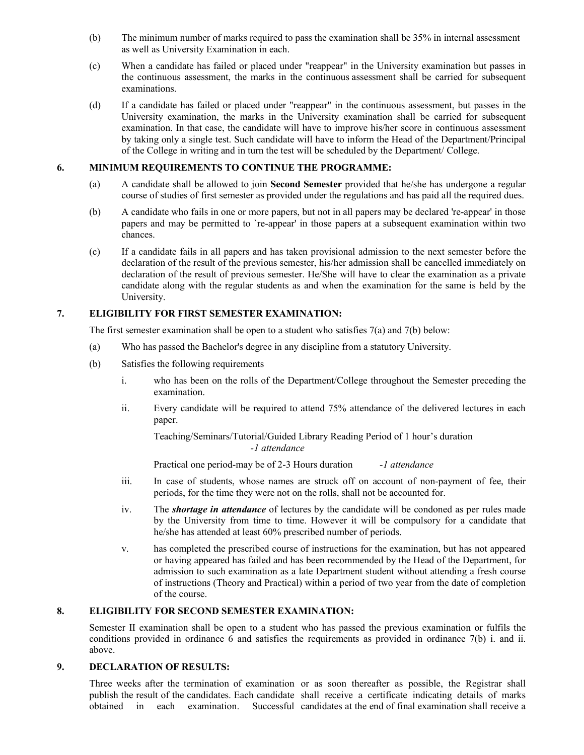(b) The minimum number of marks required to pass the examination shall be 35% in internal assessment as well as University Examination in each.

(c) When a candidate has failed or placed under "reappear" in the University examination but passes in the continuous assessment, the marks in the continuous assessment shall be carried for subsequent examinations.

(d) If a candidate has failed or placed under "reappear" in the continuous assessment, but passes in the University examination, the marks in the University examination shall be carried for subsequent examination. In that case, the candidate will have to improve his/her score in continuous assessment by taking only a single test. Such candidate will have to inform the Head of the Department/Principal of the College in writing and in turn the test will be scheduled by the Department/ College.

## 6. MINIMUM REQUIREMENTS TO CONTINUE THE PROGRAMME:

(a) A candidate shall be allowed to join **Second Semester** provided that he/she has undergone a regular course of studies of first semester as provided under the regulations and has paid all the required dues.

(b) A candidate who fails in one or more papers, but not in all papers may be declared 're-appear' in those papers and may be permitted to `re-appear' in those papers at a subsequent examination within two chances.

(c) If a candidate fails in all papers and has taken provisional admission to the next semester before the declaration of the result of the previous semester, his/her admission shall be cancelled immediately on declaration of the result of previous semester. He/She will have to clear the examination as a private candidate along with the regular students as and when the examination for the same is held by the University.

## 7. ELIGIBILITY FOR FIRST SEMESTER EXAMINATION:

The first semester examination shall be open to a student who satisfies 7(a) and 7(b) below:

(a) Who has passed the Bachelor's degree in any discipline from a statutory University.

(b) Satisfies the following requirements

i. who has been on the rolls of the Department/College throughout the Semester preceding the examination.

ii. Every candidate will be required to attend 75% attendance of the delivered lectures in each paper.

Teaching/Seminars/Tutorial/Guided Library Reading Period of 1 hour's duration *-1 attendance*

Practical one period-may be of 2-3 Hours duration *-1 attendance*

iii. In case of students, whose names are struck off on account of non-payment of fee, their periods, for the time they were not on the rolls, shall not be accounted for.

iv. The ***shortage in attendance*** of lectures by the candidate will be condoned as per rules made by the University from time to time. However it will be compulsory for a candidate that he/she has attended at least 60% prescribed number of periods.

v. has completed the prescribed course of instructions for the examination, but has not appeared or having appeared has failed and has been recommended by the Head of the Department, for admission to such examination as a late Department student without attending a fresh course of instructions (Theory and Practical) within a period of two year from the date of completion of the course.

## 8. ELIGIBILITY FOR SECOND SEMESTER EXAMINATION:

Semester II examination shall be open to a student who has passed the previous examination or fulfils the conditions provided in ordinance 6 and satisfies the requirements as provided in ordinance 7(b) i. and ii. above.

## 9. DECLARATION OF RESULTS:

Three weeks after the termination of examination or as soon thereafter as possible, the Registrar shall publish the result of the candidates. Each candidate shall receive a certificate indicating details of marks obtained in each examination. Successful candidates at the end of final examination shall receive a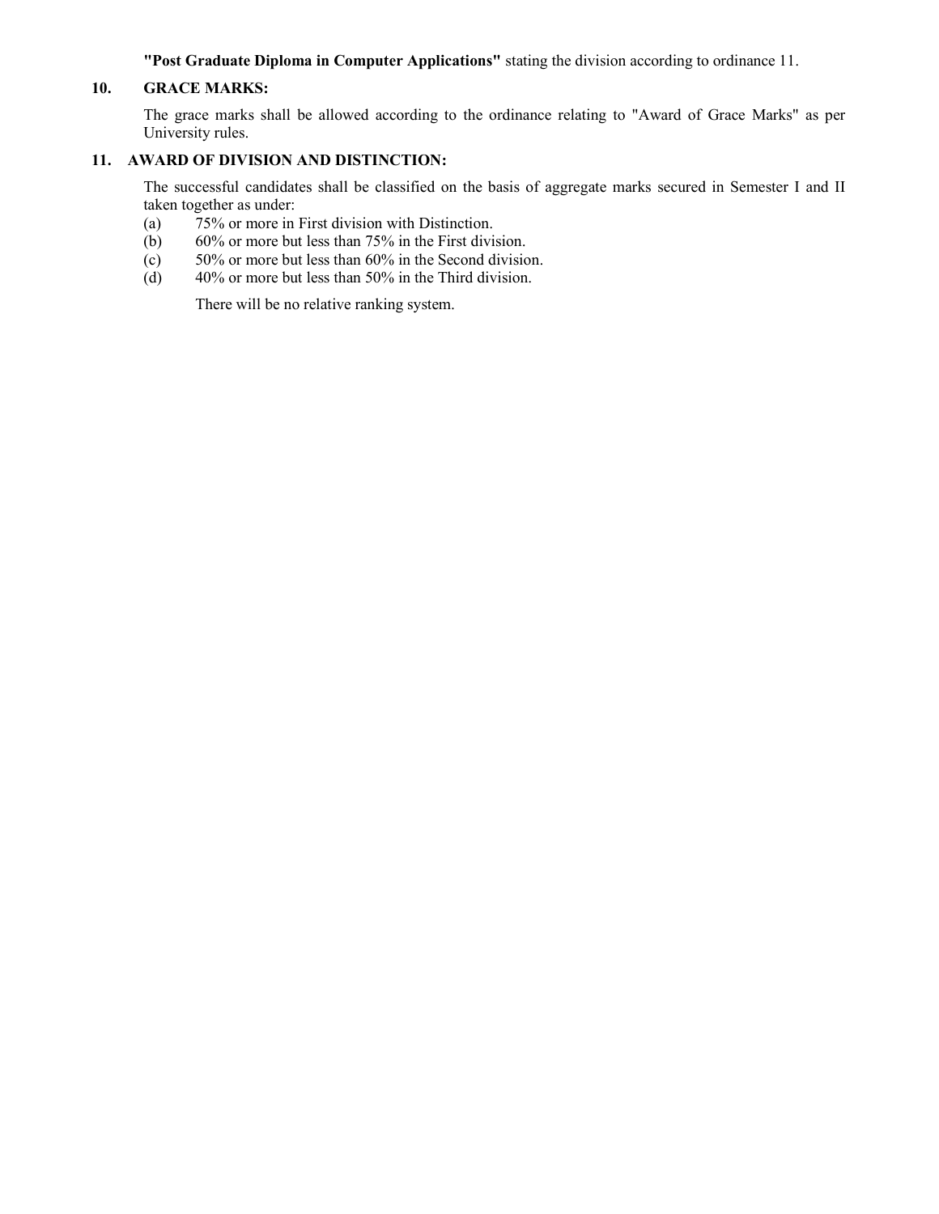**"Post Graduate Diploma in Computer Applications"** stating the division according to ordinance 11.

## 10. GRACE MARKS:

The grace marks shall be allowed according to the ordinance relating to "Award of Grace Marks" as per University rules.

## 11. AWARD OF DIVISION AND DISTINCTION:

The successful candidates shall be classified on the basis of aggregate marks secured in Semester I and II taken together as under:

(a) 75% or more in First division with Distinction.

(b) 60% or more but less than 75% in the First division.

(c) 50% or more but less than 60% in the Second division.

(d) 40% or more but less than 50% in the Third division.

There will be no relative ranking system.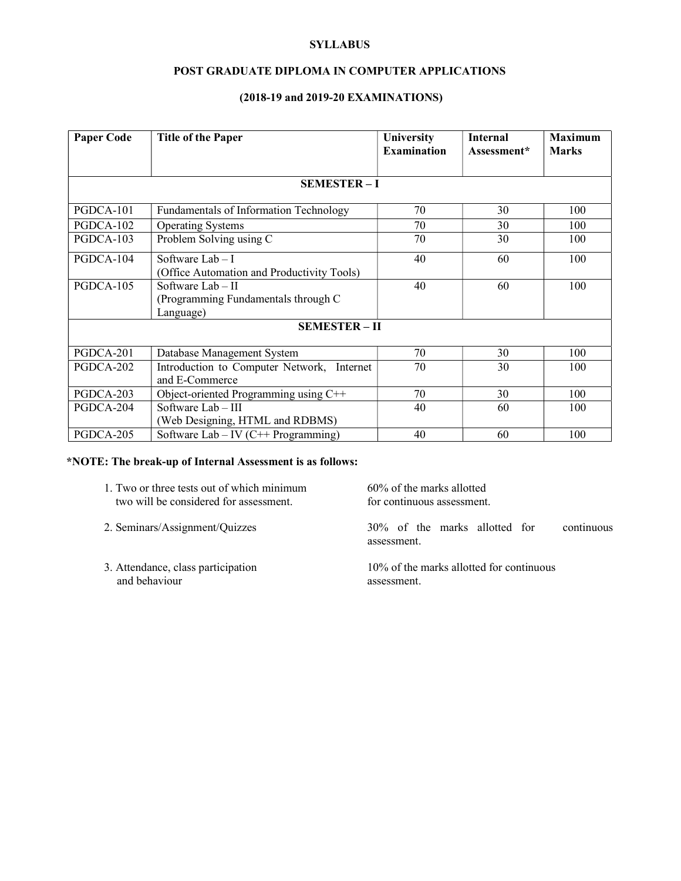# SYLLABUS

## POST GRADUATE DIPLOMA IN COMPUTER APPLICATIONS

### (2018-19 and 2019-20 EXAMINATIONS)

| Paper Code | Title of the Paper | University Examination | Internal Assessment* | Maximum Marks |
|---|---|---|---|---|
| **SEMESTER – I** | | | | |
| PGDCA-101 | Fundamentals of Information Technology | 70 | 30 | 100 |
| PGDCA-102 | Operating Systems | 70 | 30 | 100 |
| PGDCA-103 | Problem Solving using C | 70 | 30 | 100 |
| PGDCA-104 | Software Lab – I (Office Automation and Productivity Tools) | 40 | 60 | 100 |
| PGDCA-105 | Software Lab – II (Programming Fundamentals through C Language) | 40 | 60 | 100 |
| **SEMESTER – II** | | | | |
| PGDCA-201 | Database Management System | 70 | 30 | 100 |
| PGDCA-202 | Introduction to Computer Network, Internet and E-Commerce | 70 | 30 | 100 |
| PGDCA-203 | Object-oriented Programming using C++ | 70 | 30 | 100 |
| PGDCA-204 | Software Lab – III (Web Designing, HTML and RDBMS) | 40 | 60 | 100 |
| PGDCA-205 | Software Lab – IV (C++ Programming) | 40 | 60 | 100 |

**\*NOTE: The break-up of Internal Assessment is as follows:**

1. Two or three tests out of which minimum two will be considered for assessment. — 60% of the marks allotted for continuous assessment.
2. Seminars/Assignment/Quizzes — 30% of the marks allotted for continuous assessment.
3. Attendance, class participation and behaviour — 10% of the marks allotted for continuous assessment.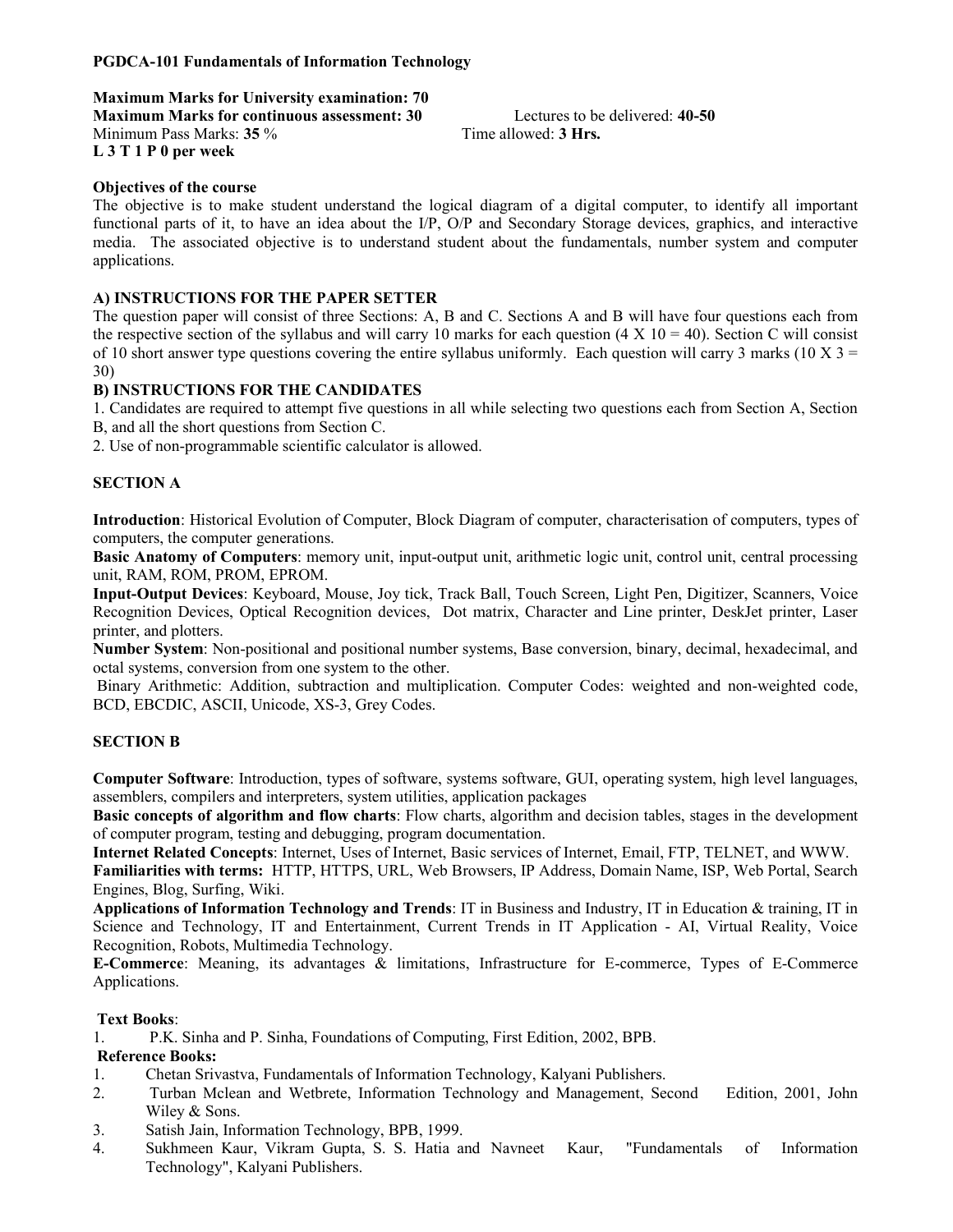**PGDCA-101 Fundamentals of Information Technology**

**Maximum Marks for University examination: 70**
**Maximum Marks for continuous assessment: 30** Lectures to be delivered: **40-50**
Minimum Pass Marks: **35** % Time allowed: **3 Hrs.**
**L 3 T 1 P 0 per week**

**Objectives of the course**

The objective is to make student understand the logical diagram of a digital computer, to identify all important functional parts of it, to have an idea about the I/P, O/P and Secondary Storage devices, graphics, and interactive media. The associated objective is to understand student about the fundamentals, number system and computer applications.

**A) INSTRUCTIONS FOR THE PAPER SETTER**

The question paper will consist of three Sections: A, B and C. Sections A and B will have four questions each from the respective section of the syllabus and will carry 10 marks for each question (4 X 10 = 40). Section C will consist of 10 short answer type questions covering the entire syllabus uniformly. Each question will carry 3 marks (10 X 3 = 30)

**B) INSTRUCTIONS FOR THE CANDIDATES**

1. Candidates are required to attempt five questions in all while selecting two questions each from Section A, Section B, and all the short questions from Section C.
2. Use of non-programmable scientific calculator is allowed.

**SECTION A**

**Introduction**: Historical Evolution of Computer, Block Diagram of computer, characterisation of computers, types of computers, the computer generations.

**Basic Anatomy of Computers**: memory unit, input-output unit, arithmetic logic unit, control unit, central processing unit, RAM, ROM, PROM, EPROM.

**Input-Output Devices**: Keyboard, Mouse, Joy tick, Track Ball, Touch Screen, Light Pen, Digitizer, Scanners, Voice Recognition Devices, Optical Recognition devices, Dot matrix, Character and Line printer, DeskJet printer, Laser printer, and plotters.

**Number System**: Non-positional and positional number systems, Base conversion, binary, decimal, hexadecimal, and octal systems, conversion from one system to the other.

Binary Arithmetic: Addition, subtraction and multiplication. Computer Codes: weighted and non-weighted code, BCD, EBCDIC, ASCII, Unicode, XS-3, Grey Codes.

**SECTION B**

**Computer Software**: Introduction, types of software, systems software, GUI, operating system, high level languages, assemblers, compilers and interpreters, system utilities, application packages

**Basic concepts of algorithm and flow charts**: Flow charts, algorithm and decision tables, stages in the development of computer program, testing and debugging, program documentation.

**Internet Related Concepts**: Internet, Uses of Internet, Basic services of Internet, Email, FTP, TELNET, and WWW.

**Familiarities with terms:** HTTP, HTTPS, URL, Web Browsers, IP Address, Domain Name, ISP, Web Portal, Search Engines, Blog, Surfing, Wiki.

**Applications of Information Technology and Trends**: IT in Business and Industry, IT in Education & training, IT in Science and Technology, IT and Entertainment, Current Trends in IT Application - AI, Virtual Reality, Voice Recognition, Robots, Multimedia Technology.

**E-Commerce**: Meaning, its advantages & limitations, Infrastructure for E-commerce, Types of E-Commerce Applications.

**Text Books**:

1. P.K. Sinha and P. Sinha, Foundations of Computing, First Edition, 2002, BPB.

**Reference Books:**

1. Chetan Srivastva, Fundamentals of Information Technology, Kalyani Publishers.
2. Turban Mclean and Wetbrete, Information Technology and Management, Second Edition, 2001, John Wiley & Sons.
3. Satish Jain, Information Technology, BPB, 1999.
4. Sukhmeen Kaur, Vikram Gupta, S. S. Hatia and Navneet Kaur, "Fundamentals of Information Technology", Kalyani Publishers.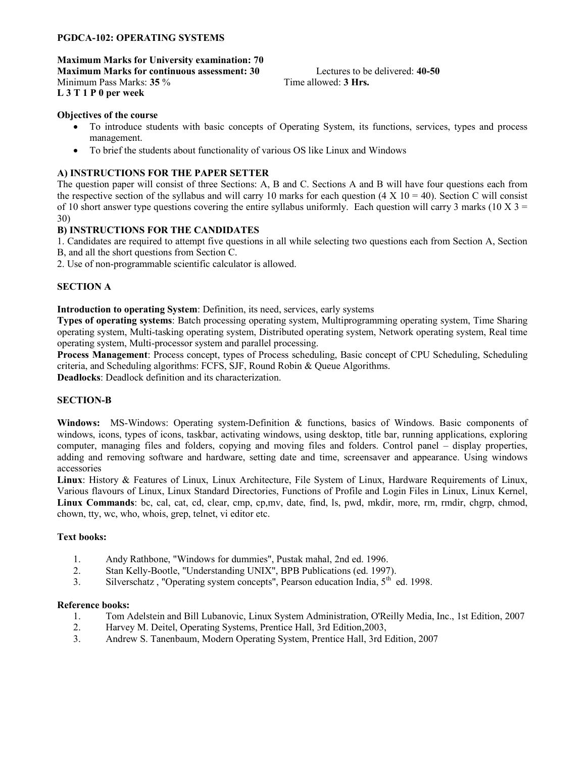**PGDCA-102: OPERATING SYSTEMS**

**Maximum Marks for University examination: 70**
**Maximum Marks for continuous assessment: 30** Lectures to be delivered: **40-50**
Minimum Pass Marks: **35** % Time allowed: **3 Hrs.**
**L 3 T 1 P 0 per week**

**Objectives of the course**

- To introduce students with basic concepts of Operating System, its functions, services, types and process management.
- To brief the students about functionality of various OS like Linux and Windows

**A) INSTRUCTIONS FOR THE PAPER SETTER**

The question paper will consist of three Sections: A, B and C. Sections A and B will have four questions each from the respective section of the syllabus and will carry 10 marks for each question (4 X 10 = 40). Section C will consist of 10 short answer type questions covering the entire syllabus uniformly. Each question will carry 3 marks (10 X 3 = 30)

**B) INSTRUCTIONS FOR THE CANDIDATES**

1. Candidates are required to attempt five questions in all while selecting two questions each from Section A, Section B, and all the short questions from Section C.
2. Use of non-programmable scientific calculator is allowed.

**SECTION A**

**Introduction to operating System**: Definition, its need, services, early systems

**Types of operating systems**: Batch processing operating system, Multiprogramming operating system, Time Sharing operating system, Multi-tasking operating system, Distributed operating system, Network operating system, Real time operating system, Multi-processor system and parallel processing.

**Process Management**: Process concept, types of Process scheduling, Basic concept of CPU Scheduling, Scheduling criteria, and Scheduling algorithms: FCFS, SJF, Round Robin & Queue Algorithms.

**Deadlocks**: Deadlock definition and its characterization.

**SECTION-B**

**Windows:** MS-Windows: Operating system-Definition & functions, basics of Windows. Basic components of windows, icons, types of icons, taskbar, activating windows, using desktop, title bar, running applications, exploring computer, managing files and folders, copying and moving files and folders. Control panel – display properties, adding and removing software and hardware, setting date and time, screensaver and appearance. Using windows accessories

**Linux**: History & Features of Linux, Linux Architecture, File System of Linux, Hardware Requirements of Linux, Various flavours of Linux, Linux Standard Directories, Functions of Profile and Login Files in Linux, Linux Kernel, **Linux Commands**: bc, cal, cat, cd, clear, cmp, cp,mv, date, find, ls, pwd, mkdir, more, rm, rmdir, chgrp, chmod, chown, tty, wc, who, whois, grep, telnet, vi editor etc.

**Text books:**

1. Andy Rathbone, "Windows for dummies", Pustak mahal, 2nd ed. 1996.
2. Stan Kelly-Bootle, "Understanding UNIX", BPB Publications (ed. 1997).
3. Silverschatz , "Operating system concepts", Pearson education India, 5th ed. 1998.

**Reference books:**

1. Tom Adelstein and Bill Lubanovic, Linux System Administration, O'Reilly Media, Inc., 1st Edition, 2007
2. Harvey M. Deitel, Operating Systems, Prentice Hall, 3rd Edition,2003,
3. Andrew S. Tanenbaum, Modern Operating System, Prentice Hall, 3rd Edition, 2007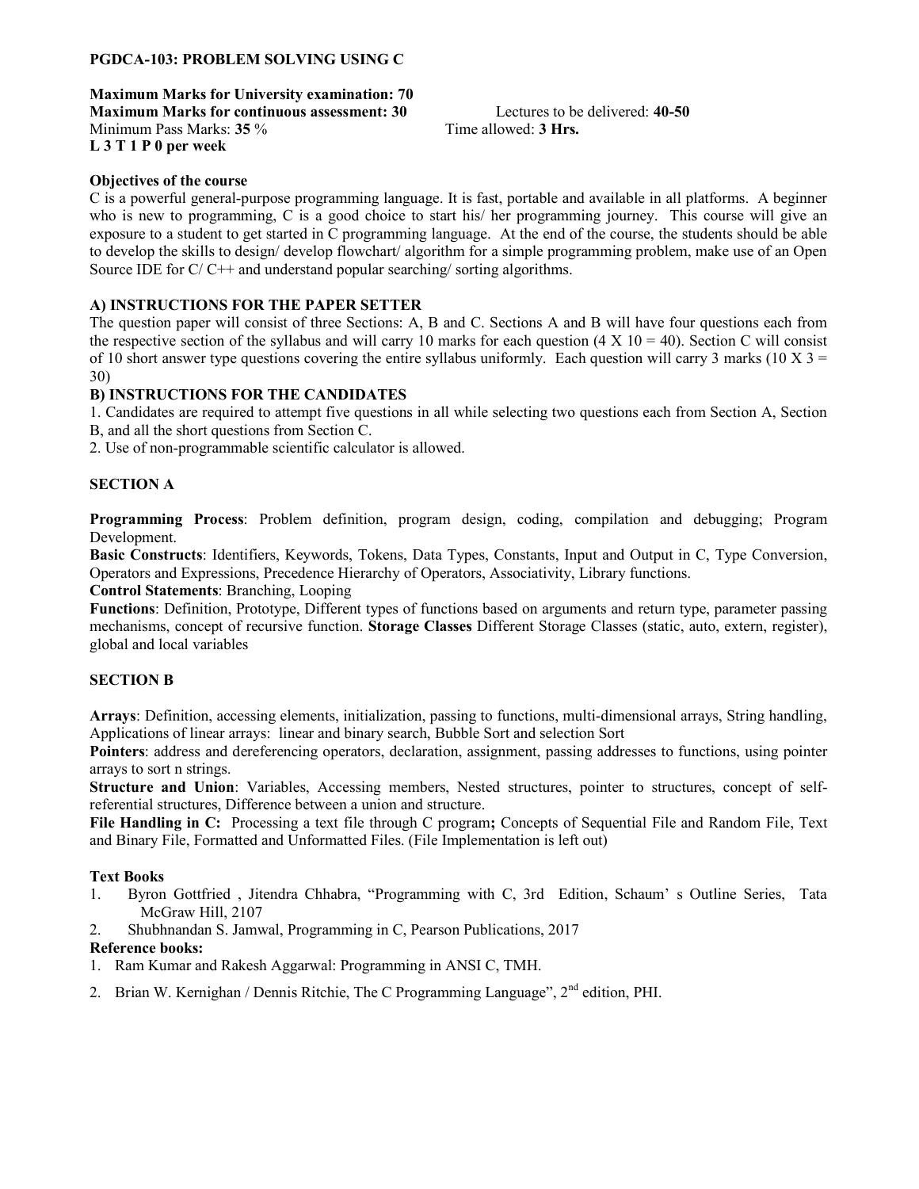**PGDCA-103: PROBLEM SOLVING USING C**

**Maximum Marks for University examination: 70**
**Maximum Marks for continuous assessment: 30** Lectures to be delivered: **40-50**
Minimum Pass Marks: **35** % Time allowed: **3 Hrs.**
**L 3 T 1 P 0 per week**

**Objectives of the course**

C is a powerful general-purpose programming language. It is fast, portable and available in all platforms. A beginner who is new to programming, C is a good choice to start his/ her programming journey. This course will give an exposure to a student to get started in C programming language. At the end of the course, the students should be able to develop the skills to design/ develop flowchart/ algorithm for a simple programming problem, make use of an Open Source IDE for C/ C++ and understand popular searching/ sorting algorithms.

**A) INSTRUCTIONS FOR THE PAPER SETTER**

The question paper will consist of three Sections: A, B and C. Sections A and B will have four questions each from the respective section of the syllabus and will carry 10 marks for each question (4 X 10 = 40). Section C will consist of 10 short answer type questions covering the entire syllabus uniformly. Each question will carry 3 marks (10 X 3 = 30)

**B) INSTRUCTIONS FOR THE CANDIDATES**

1. Candidates are required to attempt five questions in all while selecting two questions each from Section A, Section B, and all the short questions from Section C.
2. Use of non-programmable scientific calculator is allowed.

**SECTION A**

**Programming Process**: Problem definition, program design, coding, compilation and debugging; Program Development.

**Basic Constructs**: Identifiers, Keywords, Tokens, Data Types, Constants, Input and Output in C, Type Conversion, Operators and Expressions, Precedence Hierarchy of Operators, Associativity, Library functions.

**Control Statements**: Branching, Looping

**Functions**: Definition, Prototype, Different types of functions based on arguments and return type, parameter passing mechanisms, concept of recursive function. **Storage Classes** Different Storage Classes (static, auto, extern, register), global and local variables

**SECTION B**

**Arrays**: Definition, accessing elements, initialization, passing to functions, multi-dimensional arrays, String handling, Applications of linear arrays: linear and binary search, Bubble Sort and selection Sort

**Pointers**: address and dereferencing operators, declaration, assignment, passing addresses to functions, using pointer arrays to sort n strings.

**Structure and Union**: Variables, Accessing members, Nested structures, pointer to structures, concept of self-referential structures, Difference between a union and structure.

**File Handling in C:** Processing a text file through C program**;** Concepts of Sequential File and Random File, Text and Binary File, Formatted and Unformatted Files. (File Implementation is left out)

**Text Books**

1. Byron Gottfried , Jitendra Chhabra, "Programming with C, 3rd Edition, Schaum' s Outline Series, Tata McGraw Hill, 2107
2. Shubhnandan S. Jamwal, Programming in C, Pearson Publications, 2017

**Reference books:**

1. Ram Kumar and Rakesh Aggarwal: Programming in ANSI C, TMH.
2. Brian W. Kernighan / Dennis Ritchie, The C Programming Language", 2nd edition, PHI.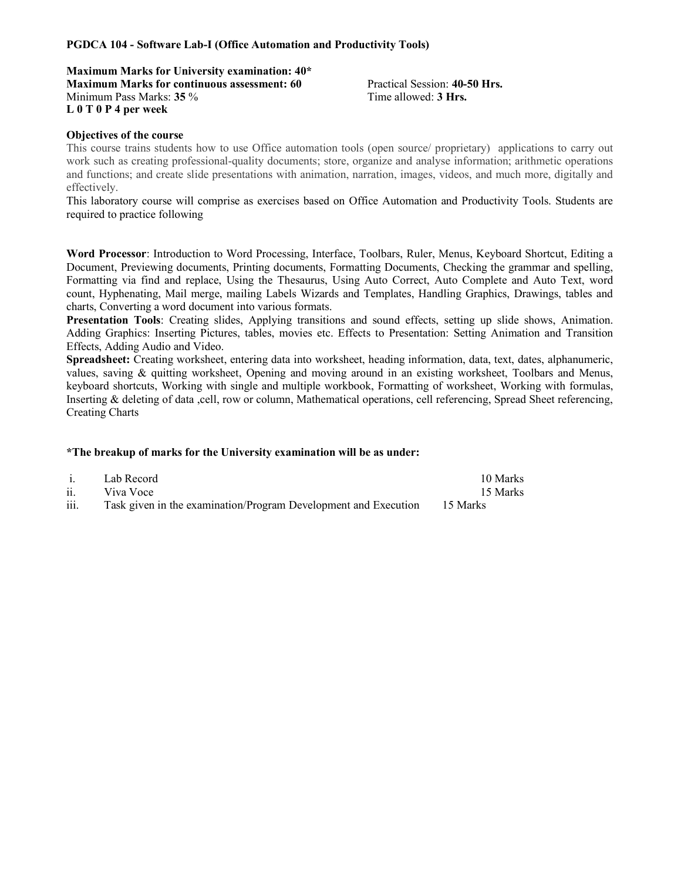**PGDCA 104 - Software Lab-I (Office Automation and Productivity Tools)**

**Maximum Marks for University examination: 40***
**Maximum Marks for continuous assessment: 60**
Minimum Pass Marks: **35** %
**L 0 T 0 P 4 per week**

Practical Session: **40-50 Hrs.**
Time allowed: **3 Hrs.**

**Objectives of the course**

This course trains students how to use Office automation tools (open source/ proprietary) applications to carry out work such as creating professional-quality documents; store, organize and analyse information; arithmetic operations and functions; and create slide presentations with animation, narration, images, videos, and much more, digitally and effectively.

This laboratory course will comprise as exercises based on Office Automation and Productivity Tools. Students are required to practice following

**Word Processor**: Introduction to Word Processing, Interface, Toolbars, Ruler, Menus, Keyboard Shortcut, Editing a Document, Previewing documents, Printing documents, Formatting Documents, Checking the grammar and spelling, Formatting via find and replace, Using the Thesaurus, Using Auto Correct, Auto Complete and Auto Text, word count, Hyphenating, Mail merge, mailing Labels Wizards and Templates, Handling Graphics, Drawings, tables and charts, Converting a word document into various formats.

**Presentation Tools**: Creating slides, Applying transitions and sound effects, setting up slide shows, Animation. Adding Graphics: Inserting Pictures, tables, movies etc. Effects to Presentation: Setting Animation and Transition Effects, Adding Audio and Video.

**Spreadsheet:** Creating worksheet, entering data into worksheet, heading information, data, text, dates, alphanumeric, values, saving & quitting worksheet, Opening and moving around in an existing worksheet, Toolbars and Menus, keyboard shortcuts, Working with single and multiple workbook, Formatting of worksheet, Working with formulas, Inserting & deleting of data ,cell, row or column, Mathematical operations, cell referencing, Spread Sheet referencing, Creating Charts

**\*The breakup of marks for the University examination will be as under:**

| | | |
|---|---|---|
| i. | Lab Record | 10 Marks |
| ii. | Viva Voce | 15 Marks |
| iii. | Task given in the examination/Program Development and Execution | 15 Marks |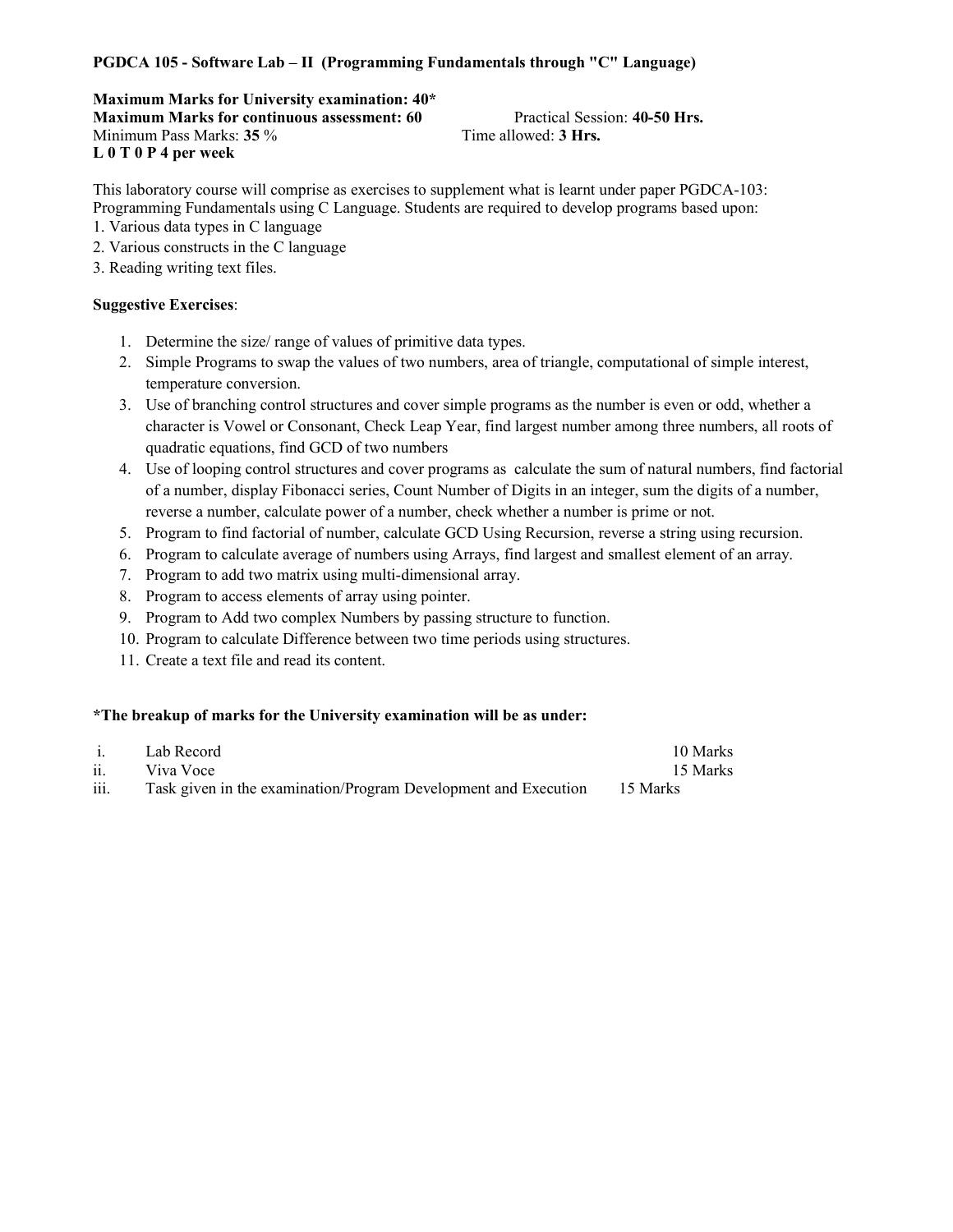**PGDCA 105 - Software Lab – II (Programming Fundamentals through "C" Language)**

**Maximum Marks for University examination: 40***
**Maximum Marks for continuous assessment: 60** Practical Session: **40-50 Hrs.**
Minimum Pass Marks: **35** % Time allowed: **3 Hrs.**
**L 0 T 0 P 4 per week**

This laboratory course will comprise as exercises to supplement what is learnt under paper PGDCA-103: Programming Fundamentals using C Language. Students are required to develop programs based upon:
1. Various data types in C language
2. Various constructs in the C language
3. Reading writing text files.

**Suggestive Exercises**:

1. Determine the size/ range of values of primitive data types.
2. Simple Programs to swap the values of two numbers, area of triangle, computational of simple interest, temperature conversion.
3. Use of branching control structures and cover simple programs as the number is even or odd, whether a character is Vowel or Consonant, Check Leap Year, find largest number among three numbers, all roots of quadratic equations, find GCD of two numbers
4. Use of looping control structures and cover programs as calculate the sum of natural numbers, find factorial of a number, display Fibonacci series, Count Number of Digits in an integer, sum the digits of a number, reverse a number, calculate power of a number, check whether a number is prime or not.
5. Program to find factorial of number, calculate GCD Using Recursion, reverse a string using recursion.
6. Program to calculate average of numbers using Arrays, find largest and smallest element of an array.
7. Program to add two matrix using multi-dimensional array.
8. Program to access elements of array using pointer.
9. Program to Add two complex Numbers by passing structure to function.
10. Program to calculate Difference between two time periods using structures.
11. Create a text file and read its content.

**\*The breakup of marks for the University examination will be as under:**

| | | |
|---|---|---|
| i. | Lab Record | 10 Marks |
| ii. | Viva Voce | 15 Marks |
| iii. | Task given in the examination/Program Development and Execution | 15 Marks |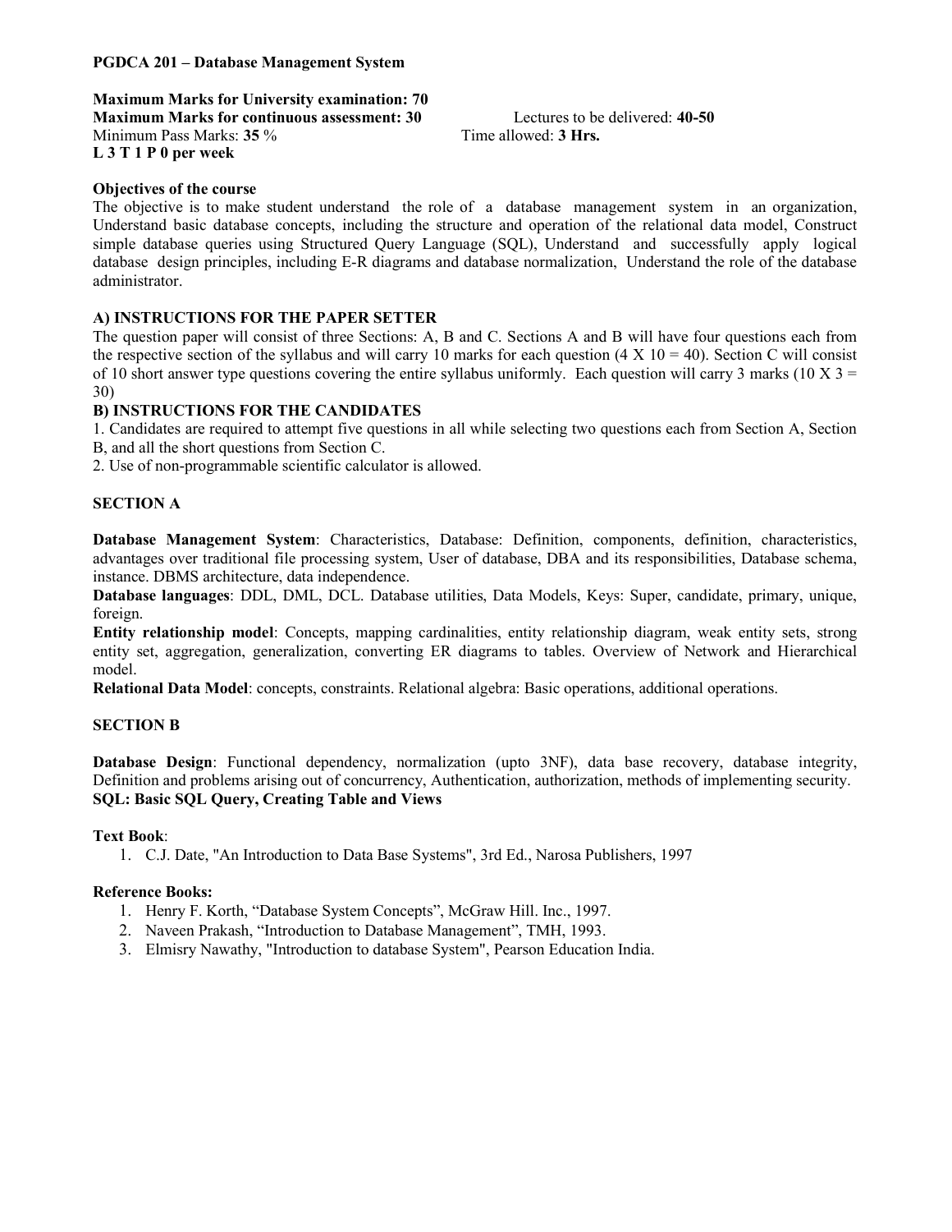**PGDCA 201 – Database Management System**

**Maximum Marks for University examination: 70**
**Maximum Marks for continuous assessment: 30** Lectures to be delivered: **40-50**
Minimum Pass Marks: **35** % Time allowed: **3 Hrs.**
**L 3 T 1 P 0 per week**

**Objectives of the course**

The objective is to make student understand the role of a database management system in an organization, Understand basic database concepts, including the structure and operation of the relational data model, Construct simple database queries using Structured Query Language (SQL), Understand and successfully apply logical database design principles, including E-R diagrams and database normalization, Understand the role of the database administrator.

**A) INSTRUCTIONS FOR THE PAPER SETTER**

The question paper will consist of three Sections: A, B and C. Sections A and B will have four questions each from the respective section of the syllabus and will carry 10 marks for each question (4 X 10 = 40). Section C will consist of 10 short answer type questions covering the entire syllabus uniformly. Each question will carry 3 marks (10 X 3 = 30)

**B) INSTRUCTIONS FOR THE CANDIDATES**

1. Candidates are required to attempt five questions in all while selecting two questions each from Section A, Section B, and all the short questions from Section C.
2. Use of non-programmable scientific calculator is allowed.

**SECTION A**

**Database Management System**: Characteristics, Database: Definition, components, definition, characteristics, advantages over traditional file processing system, User of database, DBA and its responsibilities, Database schema, instance. DBMS architecture, data independence.

**Database languages**: DDL, DML, DCL. Database utilities, Data Models, Keys: Super, candidate, primary, unique, foreign.

**Entity relationship model**: Concepts, mapping cardinalities, entity relationship diagram, weak entity sets, strong entity set, aggregation, generalization, converting ER diagrams to tables. Overview of Network and Hierarchical model.

**Relational Data Model**: concepts, constraints. Relational algebra: Basic operations, additional operations.

**SECTION B**

**Database Design**: Functional dependency, normalization (upto 3NF), data base recovery, database integrity, Definition and problems arising out of concurrency, Authentication, authorization, methods of implementing security.

**SQL: Basic SQL Query, Creating Table and Views**

**Text Book**:

1. C.J. Date, "An Introduction to Data Base Systems", 3rd Ed., Narosa Publishers, 1997

**Reference Books:**

1. Henry F. Korth, "Database System Concepts", McGraw Hill. Inc., 1997.
2. Naveen Prakash, "Introduction to Database Management", TMH, 1993.
3. Elmisry Nawathy, "Introduction to database System", Pearson Education India.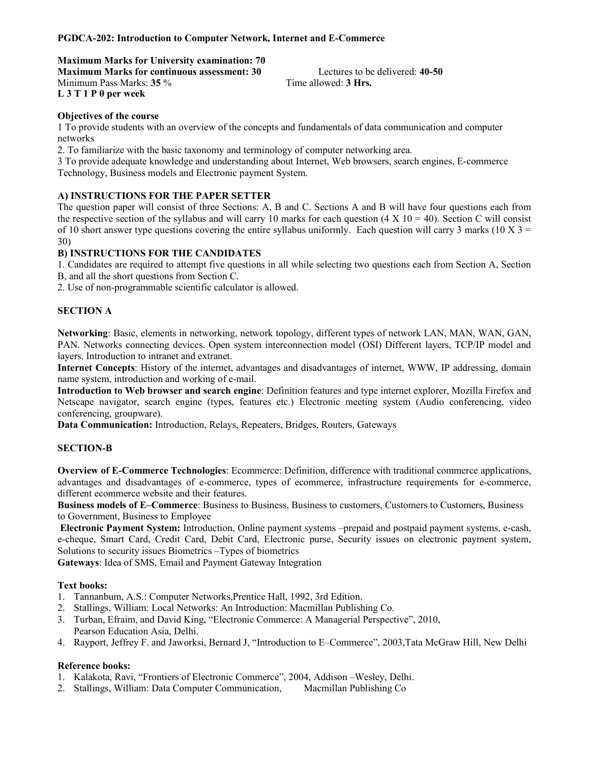**PGDCA-202: Introduction to Computer Network, Internet and E-Commerce**

**Maximum Marks for University examination: 70**
**Maximum Marks for continuous assessment: 30** Lectures to be delivered: **40-50**
Minimum Pass Marks: **35** % Time allowed: **3 Hrs.**
**L 3 T 1 P 0 per week**

**Objectives of the course**

1 To provide students with an overview of the concepts and fundamentals of data communication and computer networks

2. To familiarize with the basic taxonomy and terminology of computer networking area.

3 To provide adequate knowledge and understanding about Internet, Web browsers, search engines, E-commerce Technology, Business models and Electronic payment System.

**A) INSTRUCTIONS FOR THE PAPER SETTER**

The question paper will consist of three Sections: A, B and C. Sections A and B will have four questions each from the respective section of the syllabus and will carry 10 marks for each question (4 X 10 = 40). Section C will consist of 10 short answer type questions covering the entire syllabus uniformly. Each question will carry 3 marks (10 X 3 = 30)

**B) INSTRUCTIONS FOR THE CANDIDATES**

1. Candidates are required to attempt five questions in all while selecting two questions each from Section A, Section B, and all the short questions from Section C.
2. Use of non-programmable scientific calculator is allowed.

**SECTION A**

**Networking**: Basic, elements in networking, network topology, different types of network LAN, MAN, WAN, GAN, PAN. Networks connecting devices. Open system interconnection model (OSI) Different layers, TCP/IP model and layers. Introduction to intranet and extranet.

**Internet Concepts**: History of the internet, advantages and disadvantages of internet, WWW, IP addressing, domain name system, introduction and working of e-mail.

**Introduction to Web browser and search engine**: Definition features and type internet explorer, Mozilla Firefox and Netscape navigator, search engine (types, features etc.) Electronic meeting system (Audio conferencing, video conferencing, groupware).

**Data Communication:** Introduction, Relays, Repeaters, Bridges, Routers, Gateways

**SECTION-B**

**Overview of E-Commerce Technologies**: Ecommerce: Definition, difference with traditional commerce applications, advantages and disadvantages of e-commerce, types of ecommerce, infrastructure requirements for e-commerce, different ecommerce website and their features.

**Business models of E–Commerce**: Business to Business, Business to customers, Customers to Customers, Business to Government, Business to Employee

**Electronic Payment System:** Introduction, Online payment systems –prepaid and postpaid payment systems, e-cash, e-cheque, Smart Card, Credit Card, Debit Card, Electronic purse, Security issues on electronic payment system, Solutions to security issues Biometrics –Types of biometrics

**Gateways**: Idea of SMS, Email and Payment Gateway Integration

**Text books:**

1. Tannanbum, A.S.: Computer Networks,Prentice Hall, 1992, 3rd Edition.
2. Stallings, William: Local Networks: An Introduction: Macmillan Publishing Co.
3. Turban, Efraim, and David King, "Electronic Commerce: A Managerial Perspective", 2010, Pearson Education Asia, Delhi.
4. Rayport, Jeffrey F. and Jaworksi, Bernard J, "Introduction to E–Commerce", 2003,Tata McGraw Hill, New Delhi

**Reference books:**

1. Kalakota, Ravi, "Frontiers of Electronic Commerce", 2004, Addison –Wesley, Delhi.
2. Stallings, William: Data Computer Communication, Macmillan Publishing Co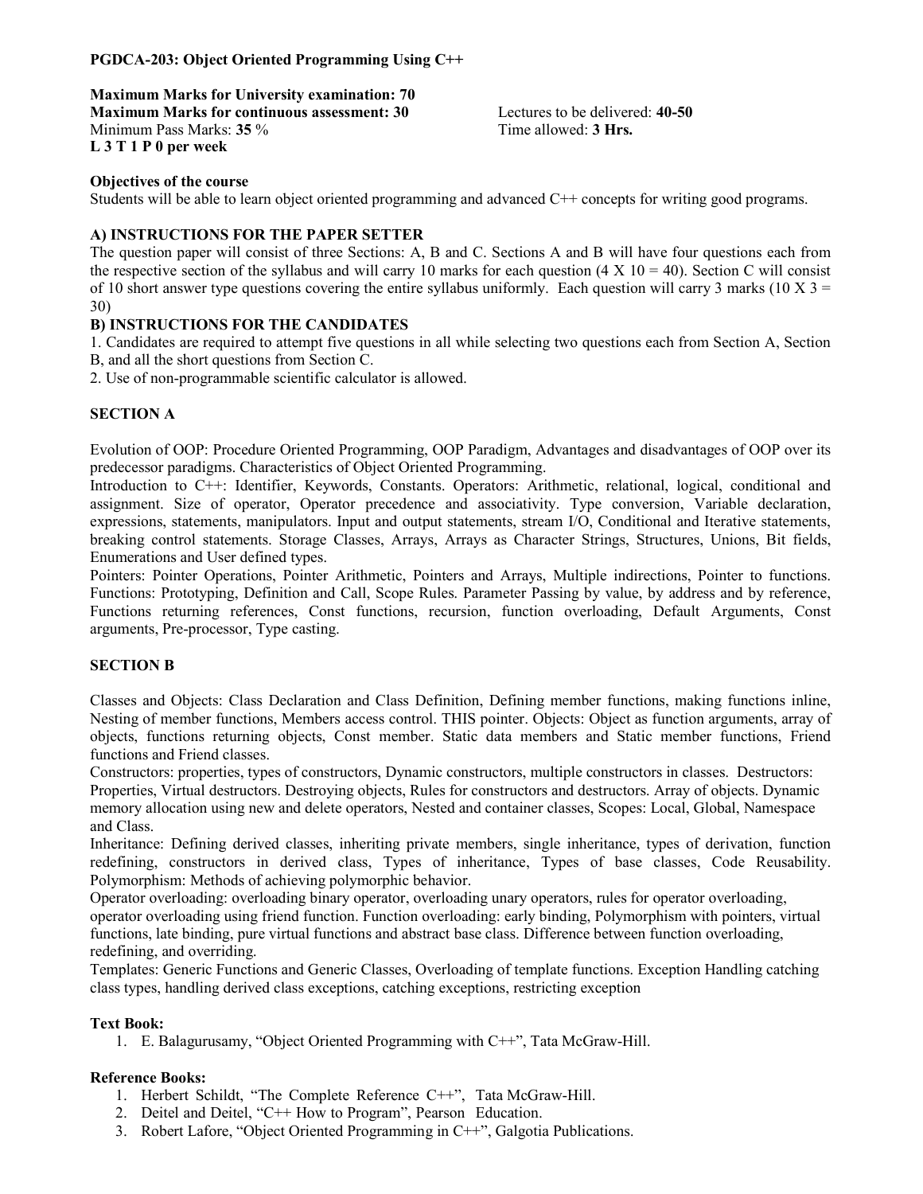**PGDCA-203: Object Oriented Programming Using C++**

**Maximum Marks for University examination: 70**
**Maximum Marks for continuous assessment: 30**
Minimum Pass Marks: **35** %
**L 3 T 1 P 0 per week**

Lectures to be delivered: **40-50**
Time allowed: **3 Hrs.**

**Objectives of the course**

Students will be able to learn object oriented programming and advanced C++ concepts for writing good programs.

**A) INSTRUCTIONS FOR THE PAPER SETTER**

The question paper will consist of three Sections: A, B and C. Sections A and B will have four questions each from the respective section of the syllabus and will carry 10 marks for each question (4 X 10 = 40). Section C will consist of 10 short answer type questions covering the entire syllabus uniformly. Each question will carry 3 marks (10 X 3 = 30)

**B) INSTRUCTIONS FOR THE CANDIDATES**

1. Candidates are required to attempt five questions in all while selecting two questions each from Section A, Section B, and all the short questions from Section C.
2. Use of non-programmable scientific calculator is allowed.

**SECTION A**

Evolution of OOP: Procedure Oriented Programming, OOP Paradigm, Advantages and disadvantages of OOP over its predecessor paradigms. Characteristics of Object Oriented Programming.

Introduction to C++: Identifier, Keywords, Constants. Operators: Arithmetic, relational, logical, conditional and assignment. Size of operator, Operator precedence and associativity. Type conversion, Variable declaration, expressions, statements, manipulators. Input and output statements, stream I/O, Conditional and Iterative statements, breaking control statements. Storage Classes, Arrays, Arrays as Character Strings, Structures, Unions, Bit fields, Enumerations and User defined types.

Pointers: Pointer Operations, Pointer Arithmetic, Pointers and Arrays, Multiple indirections, Pointer to functions. Functions: Prototyping, Definition and Call, Scope Rules. Parameter Passing by value, by address and by reference, Functions returning references, Const functions, recursion, function overloading, Default Arguments, Const arguments, Pre-processor, Type casting.

**SECTION B**

Classes and Objects: Class Declaration and Class Definition, Defining member functions, making functions inline, Nesting of member functions, Members access control. THIS pointer. Objects: Object as function arguments, array of objects, functions returning objects, Const member. Static data members and Static member functions, Friend functions and Friend classes.

Constructors: properties, types of constructors, Dynamic constructors, multiple constructors in classes. Destructors: Properties, Virtual destructors. Destroying objects, Rules for constructors and destructors. Array of objects. Dynamic memory allocation using new and delete operators, Nested and container classes, Scopes: Local, Global, Namespace and Class.

Inheritance: Defining derived classes, inheriting private members, single inheritance, types of derivation, function redefining, constructors in derived class, Types of inheritance, Types of base classes, Code Reusability. Polymorphism: Methods of achieving polymorphic behavior.

Operator overloading: overloading binary operator, overloading unary operators, rules for operator overloading, operator overloading using friend function. Function overloading: early binding, Polymorphism with pointers, virtual functions, late binding, pure virtual functions and abstract base class. Difference between function overloading, redefining, and overriding.

Templates: Generic Functions and Generic Classes, Overloading of template functions. Exception Handling catching class types, handling derived class exceptions, catching exceptions, restricting exception

**Text Book:**

1. E. Balagurusamy, "Object Oriented Programming with C++", Tata McGraw-Hill.

**Reference Books:**

1. Herbert Schildt, "The Complete Reference C++", Tata McGraw-Hill.
2. Deitel and Deitel, "C++ How to Program", Pearson Education.
3. Robert Lafore, "Object Oriented Programming in C++", Galgotia Publications.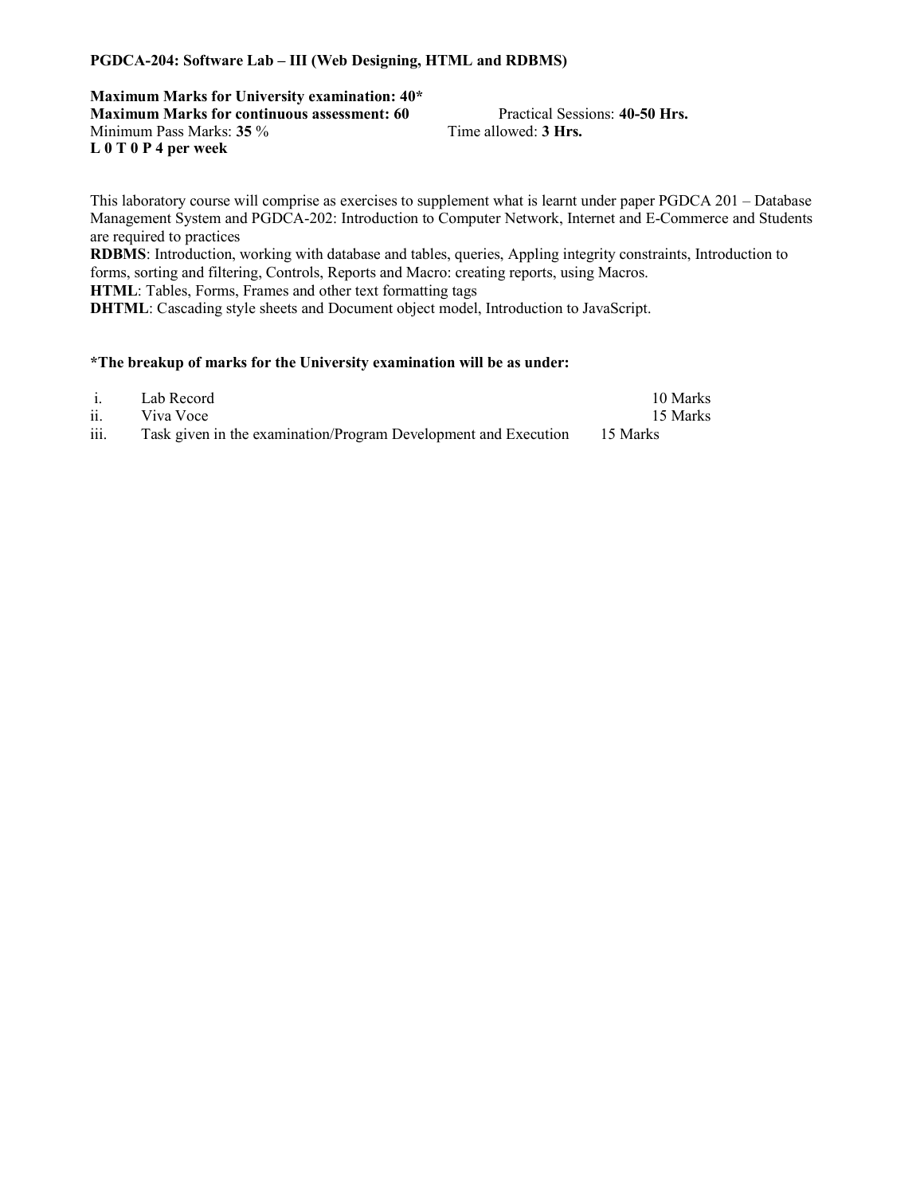**PGDCA-204: Software Lab – III (Web Designing, HTML and RDBMS)**

**Maximum Marks for University examination: 40***
**Maximum Marks for continuous assessment: 60** Practical Sessions: **40-50 Hrs.**
Minimum Pass Marks: **35** % Time allowed: **3 Hrs.**
**L 0 T 0 P 4 per week**

This laboratory course will comprise as exercises to supplement what is learnt under paper PGDCA 201 – Database Management System and PGDCA-202: Introduction to Computer Network, Internet and E-Commerce and Students are required to practices

**RDBMS**: Introduction, working with database and tables, queries, Appling integrity constraints, Introduction to forms, sorting and filtering, Controls, Reports and Macro: creating reports, using Macros.

**HTML**: Tables, Forms, Frames and other text formatting tags

**DHTML**: Cascading style sheets and Document object model, Introduction to JavaScript.

**\*The breakup of marks for the University examination will be as under:**

| | | |
|---|---|---|
| i. | Lab Record | 10 Marks |
| ii. | Viva Voce | 15 Marks |
| iii. | Task given in the examination/Program Development and Execution | 15 Marks |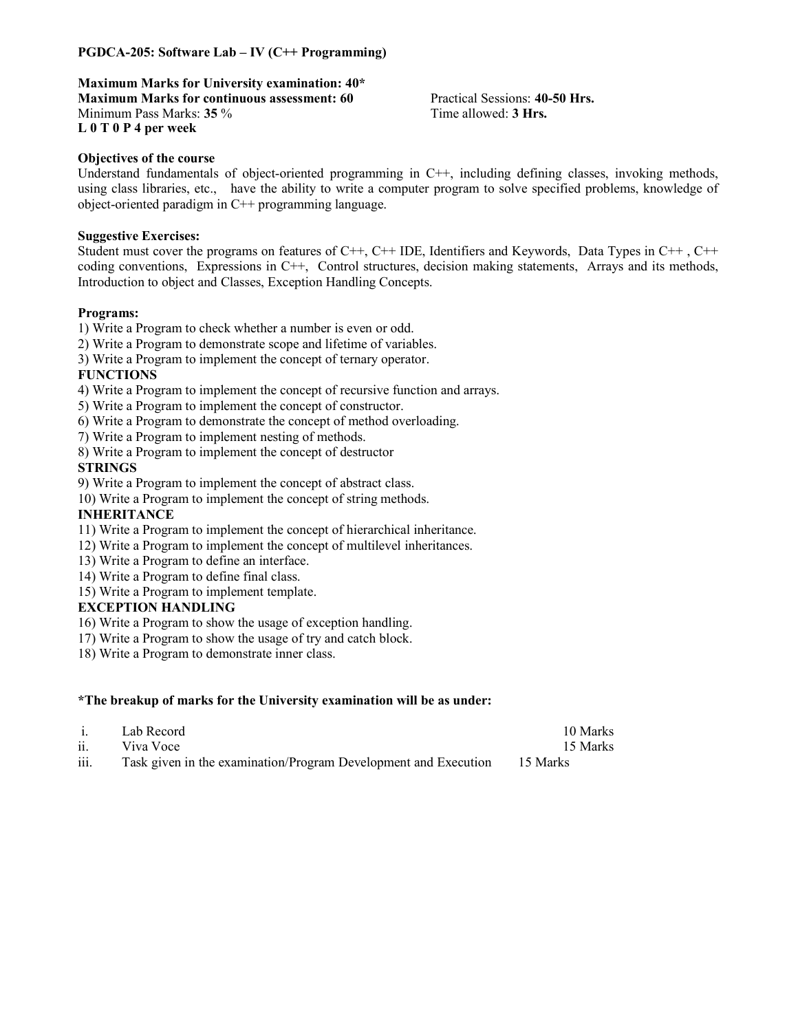**PGDCA-205: Software Lab – IV (C++ Programming)**

**Maximum Marks for University examination: 40***
**Maximum Marks for continuous assessment: 60**
Minimum Pass Marks: **35** %
**L 0 T 0 P 4 per week**

Practical Sessions: **40-50 Hrs.**
Time allowed: **3 Hrs.**

**Objectives of the course**

Understand fundamentals of object-oriented programming in C++, including defining classes, invoking methods, using class libraries, etc., have the ability to write a computer program to solve specified problems, knowledge of object-oriented paradigm in C++ programming language.

**Suggestive Exercises:**

Student must cover the programs on features of C++, C++ IDE, Identifiers and Keywords, Data Types in C++ , C++ coding conventions, Expressions in C++, Control structures, decision making statements, Arrays and its methods, Introduction to object and Classes, Exception Handling Concepts.

**Programs:**

1) Write a Program to check whether a number is even or odd.
2) Write a Program to demonstrate scope and lifetime of variables.
3) Write a Program to implement the concept of ternary operator.

**FUNCTIONS**

4) Write a Program to implement the concept of recursive function and arrays.
5) Write a Program to implement the concept of constructor.
6) Write a Program to demonstrate the concept of method overloading.
7) Write a Program to implement nesting of methods.
8) Write a Program to implement the concept of destructor

**STRINGS**

9) Write a Program to implement the concept of abstract class.
10) Write a Program to implement the concept of string methods.

**INHERITANCE**

11) Write a Program to implement the concept of hierarchical inheritance.
12) Write a Program to implement the concept of multilevel inheritances.
13) Write a Program to define an interface.
14) Write a Program to define final class.
15) Write a Program to implement template.

**EXCEPTION HANDLING**

16) Write a Program to show the usage of exception handling.
17) Write a Program to show the usage of try and catch block.
18) Write a Program to demonstrate inner class.

**\*The breakup of marks for the University examination will be as under:**

| | | |
|---|---|---|
| i. | Lab Record | 10 Marks |
| ii. | Viva Voce | 15 Marks |
| iii. | Task given in the examination/Program Development and Execution | 15 Marks |